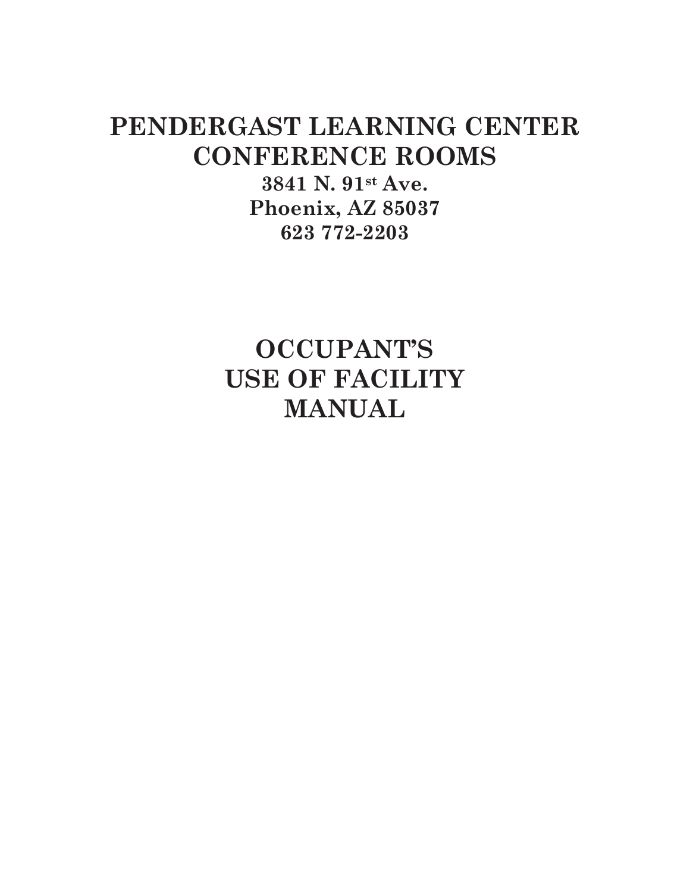# PENDERGAST LEARNING CENTER CONFERENCE ROOMS

**3841 N. 91st Ave.**
**Phoenix, AZ 85037**
**623 772-2203**

# OCCUPANT'S USE OF FACILITY MANUAL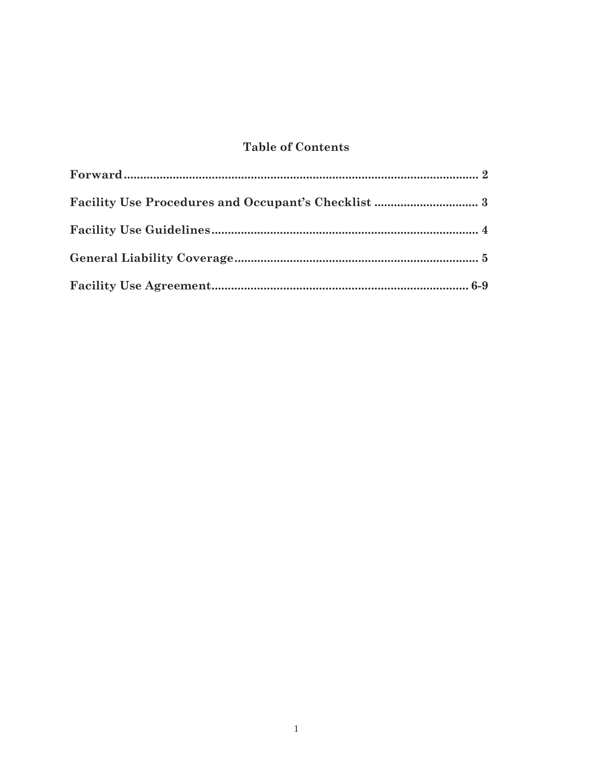## Table of Contents

**Forward** ............................................................................................................ **2**

**Facility Use Procedures and Occupant's Checklist** ............................... **3**

**Facility Use Guidelines** ................................................................................ **4**

**General Liability Coverage** .......................................................................... **5**

**Facility Use Agreement** ............................................................................. **6-9**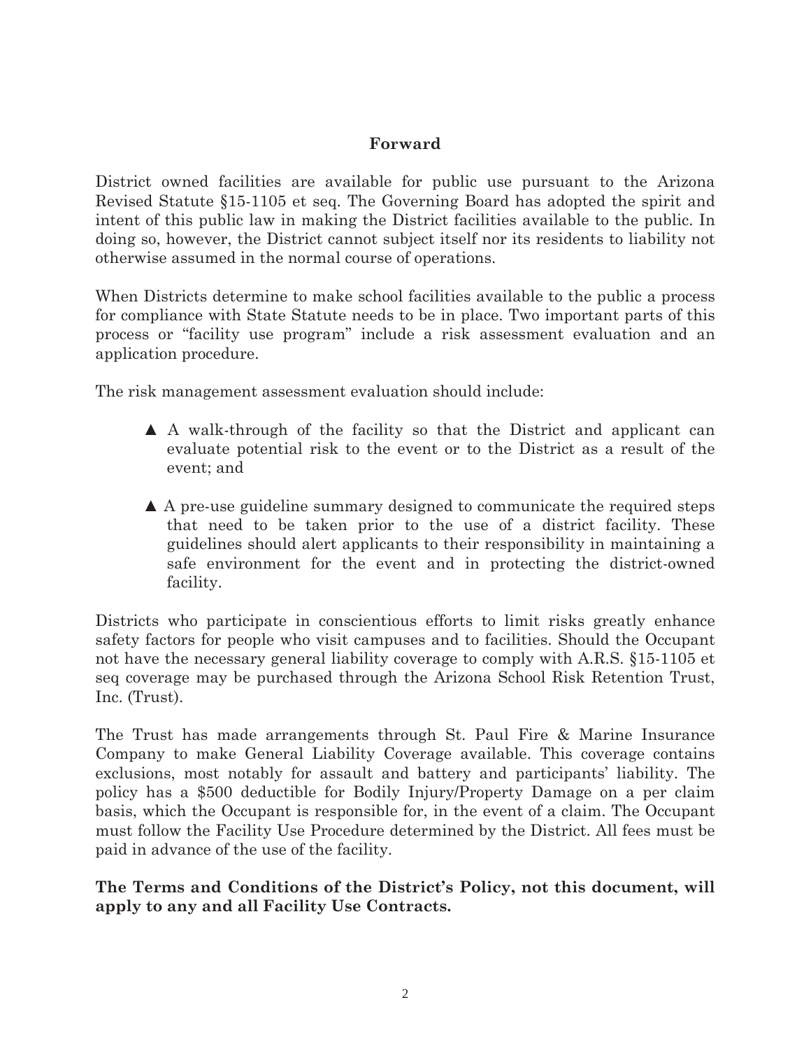## Forward

District owned facilities are available for public use pursuant to the Arizona Revised Statute §15-1105 et seq. The Governing Board has adopted the spirit and intent of this public law in making the District facilities available to the public. In doing so, however, the District cannot subject itself nor its residents to liability not otherwise assumed in the normal course of operations.

When Districts determine to make school facilities available to the public a process for compliance with State Statute needs to be in place. Two important parts of this process or "facility use program" include a risk assessment evaluation and an application procedure.

The risk management assessment evaluation should include:

- ▲ A walk-through of the facility so that the District and applicant can evaluate potential risk to the event or to the District as a result of the event; and

- ▲ A pre-use guideline summary designed to communicate the required steps that need to be taken prior to the use of a district facility. These guidelines should alert applicants to their responsibility in maintaining a safe environment for the event and in protecting the district-owned facility.

Districts who participate in conscientious efforts to limit risks greatly enhance safety factors for people who visit campuses and to facilities. Should the Occupant not have the necessary general liability coverage to comply with A.R.S. §15-1105 et seq coverage may be purchased through the Arizona School Risk Retention Trust, Inc. (Trust).

The Trust has made arrangements through St. Paul Fire & Marine Insurance Company to make General Liability Coverage available. This coverage contains exclusions, most notably for assault and battery and participants' liability. The policy has a $500 deductible for Bodily Injury/Property Damage on a per claim basis, which the Occupant is responsible for, in the event of a claim. The Occupant must follow the Facility Use Procedure determined by the District. All fees must be paid in advance of the use of the facility.

**The Terms and Conditions of the District's Policy, not this document, will apply to any and all Facility Use Contracts.**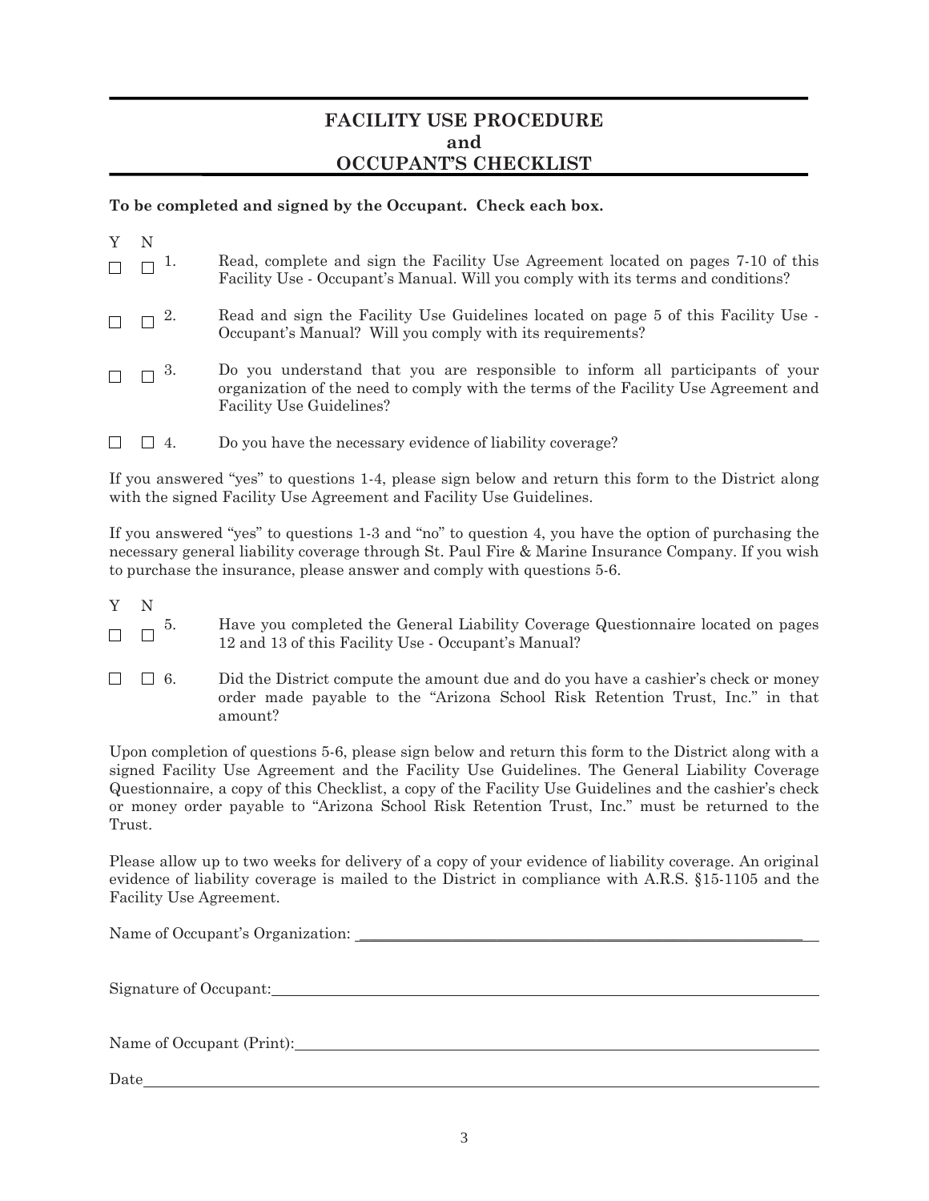# FACILITY USE PROCEDURE
# and
# OCCUPANT'S CHECKLIST

**To be completed and signed by the Occupant. Check each box.**

| Y | N | | |
|---|---|---|---|
| ☐ | ☐ | 1. | Read, complete and sign the Facility Use Agreement located on pages 7-10 of this Facility Use - Occupant's Manual. Will you comply with its terms and conditions? |
| ☐ | ☐ | 2. | Read and sign the Facility Use Guidelines located on page 5 of this Facility Use - Occupant's Manual? Will you comply with its requirements? |
| ☐ | ☐ | 3. | Do you understand that you are responsible to inform all participants of your organization of the need to comply with the terms of the Facility Use Agreement and Facility Use Guidelines? |
| ☐ | ☐ | 4. | Do you have the necessary evidence of liability coverage? |

If you answered "yes" to questions 1-4, please sign below and return this form to the District along with the signed Facility Use Agreement and Facility Use Guidelines.

If you answered "yes" to questions 1-3 and "no" to question 4, you have the option of purchasing the necessary general liability coverage through St. Paul Fire & Marine Insurance Company. If you wish to purchase the insurance, please answer and comply with questions 5-6.

| Y | N | | |
|---|---|---|---|
| ☐ | ☐ | 5. | Have you completed the General Liability Coverage Questionnaire located on pages 12 and 13 of this Facility Use - Occupant's Manual? |
| ☐ | ☐ | 6. | Did the District compute the amount due and do you have a cashier's check or money order made payable to the "Arizona School Risk Retention Trust, Inc." in that amount? |

Upon completion of questions 5-6, please sign below and return this form to the District along with a signed Facility Use Agreement and the Facility Use Guidelines. The General Liability Coverage Questionnaire, a copy of this Checklist, a copy of the Facility Use Guidelines and the cashier's check or money order payable to "Arizona School Risk Retention Trust, Inc." must be returned to the Trust.

Please allow up to two weeks for delivery of a copy of your evidence of liability coverage. An original evidence of liability coverage is mailed to the District in compliance with A.R.S. §15-1105 and the Facility Use Agreement.

Name of Occupant's Organization: ______________________________

Signature of Occupant: ______________________________

Name of Occupant (Print): ______________________________

Date ______________________________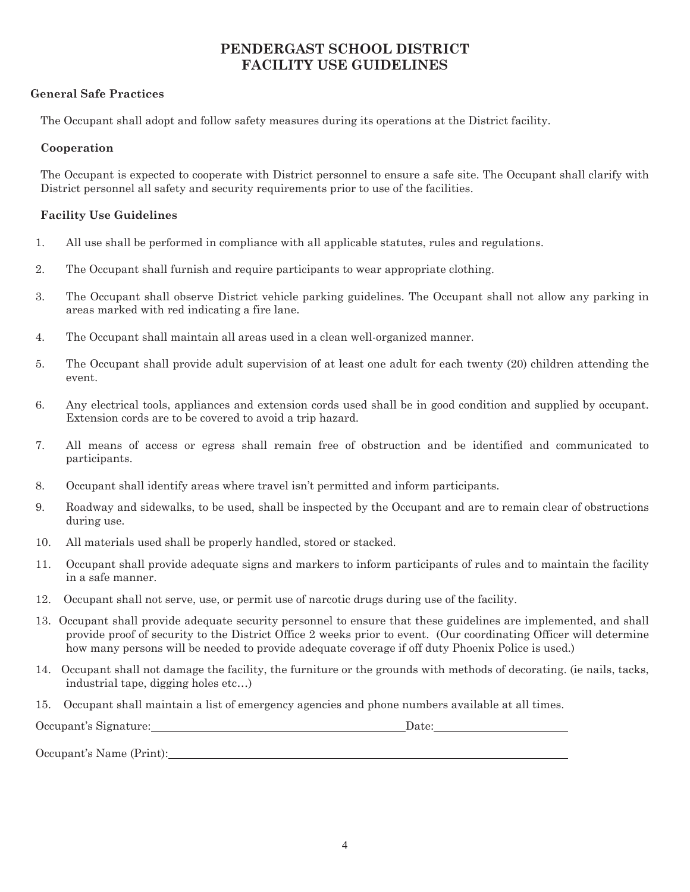# PENDERGAST SCHOOL DISTRICT
# FACILITY USE GUIDELINES

### General Safe Practices

The Occupant shall adopt and follow safety measures during its operations at the District facility.

### Cooperation

The Occupant is expected to cooperate with District personnel to ensure a safe site. The Occupant shall clarify with District personnel all safety and security requirements prior to use of the facilities.

### Facility Use Guidelines

1. All use shall be performed in compliance with all applicable statutes, rules and regulations.
2. The Occupant shall furnish and require participants to wear appropriate clothing.
3. The Occupant shall observe District vehicle parking guidelines. The Occupant shall not allow any parking in areas marked with red indicating a fire lane.
4. The Occupant shall maintain all areas used in a clean well-organized manner.
5. The Occupant shall provide adult supervision of at least one adult for each twenty (20) children attending the event.
6. Any electrical tools, appliances and extension cords used shall be in good condition and supplied by occupant. Extension cords are to be covered to avoid a trip hazard.
7. All means of access or egress shall remain free of obstruction and be identified and communicated to participants.
8. Occupant shall identify areas where travel isn't permitted and inform participants.
9. Roadway and sidewalks, to be used, shall be inspected by the Occupant and are to remain clear of obstructions during use.
10. All materials used shall be properly handled, stored or stacked.
11. Occupant shall provide adequate signs and markers to inform participants of rules and to maintain the facility in a safe manner.
12. Occupant shall not serve, use, or permit use of narcotic drugs during use of the facility.
13. Occupant shall provide adequate security personnel to ensure that these guidelines are implemented, and shall provide proof of security to the District Office 2 weeks prior to event. (Our coordinating Officer will determine how many persons will be needed to provide adequate coverage if off duty Phoenix Police is used.)
14. Occupant shall not damage the facility, the furniture or the grounds with methods of decorating. (ie nails, tacks, industrial tape, digging holes etc…)
15. Occupant shall maintain a list of emergency agencies and phone numbers available at all times.

Occupant's Signature:____________________________________ Date:____________________

Occupant's Name (Print):____________________________________________________________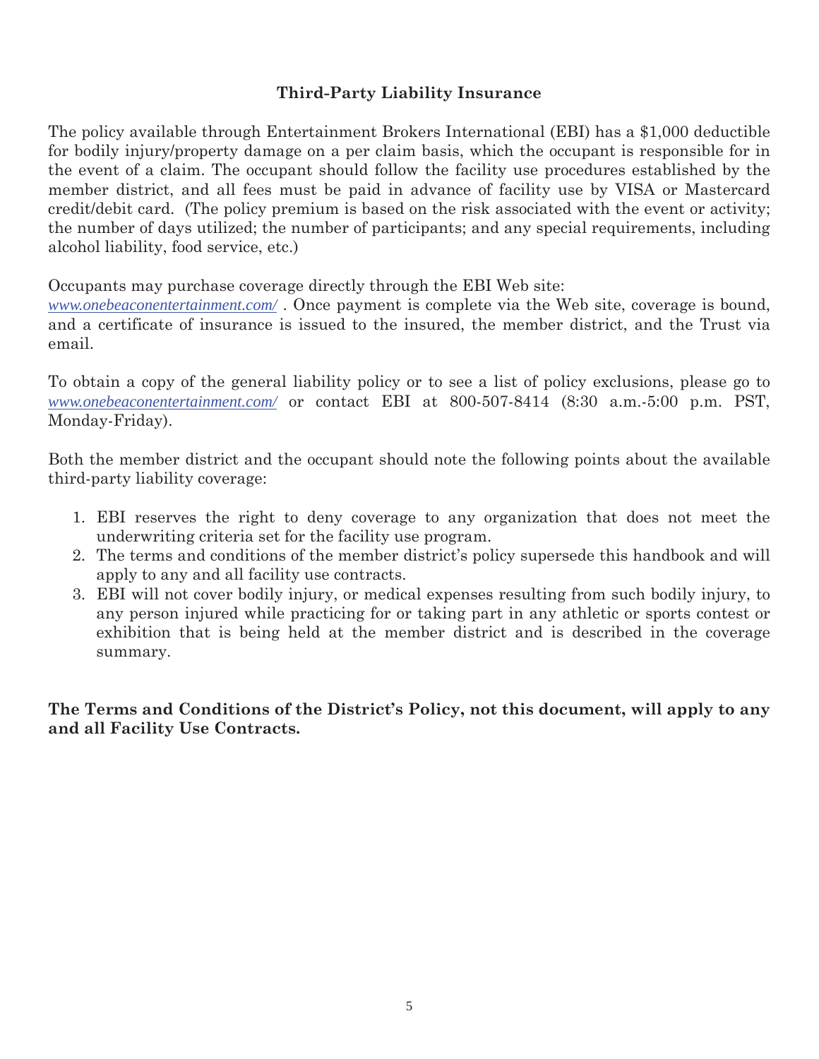## Third-Party Liability Insurance

The policy available through Entertainment Brokers International (EBI) has a $1,000 deductible for bodily injury/property damage on a per claim basis, which the occupant is responsible for in the event of a claim. The occupant should follow the facility use procedures established by the member district, and all fees must be paid in advance of facility use by VISA or Mastercard credit/debit card. (The policy premium is based on the risk associated with the event or activity; the number of days utilized; the number of participants; and any special requirements, including alcohol liability, food service, etc.)

Occupants may purchase coverage directly through the EBI Web site: *www.onebeaconentertainment.com/* . Once payment is complete via the Web site, coverage is bound, and a certificate of insurance is issued to the insured, the member district, and the Trust via email.

To obtain a copy of the general liability policy or to see a list of policy exclusions, please go to *www.onebeaconentertainment.com/* or contact EBI at 800-507-8414 (8:30 a.m.-5:00 p.m. PST, Monday-Friday).

Both the member district and the occupant should note the following points about the available third-party liability coverage:

1. EBI reserves the right to deny coverage to any organization that does not meet the underwriting criteria set for the facility use program.
2. The terms and conditions of the member district's policy supersede this handbook and will apply to any and all facility use contracts.
3. EBI will not cover bodily injury, or medical expenses resulting from such bodily injury, to any person injured while practicing for or taking part in any athletic or sports contest or exhibition that is being held at the member district and is described in the coverage summary.

**The Terms and Conditions of the District's Policy, not this document, will apply to any and all Facility Use Contracts.**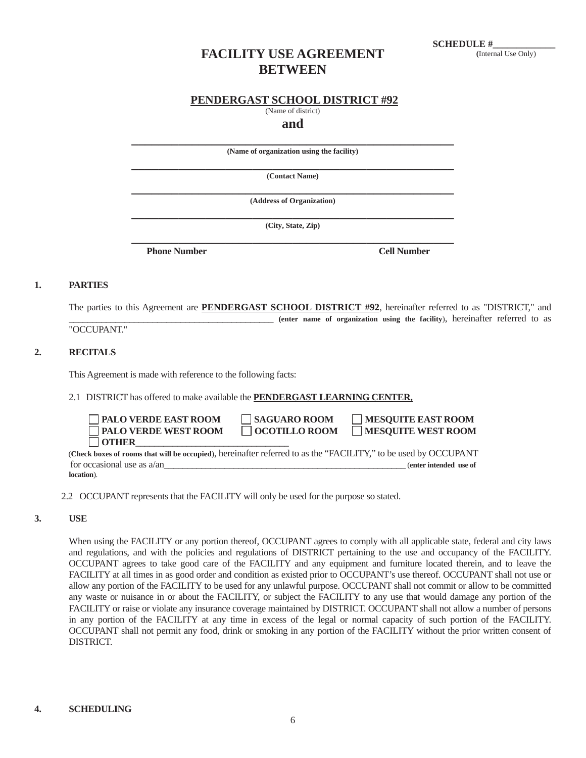**SCHEDULE #\_\_\_\_\_\_\_\_\_\_\_\_\_**
(Internal Use Only)

# FACILITY USE AGREEMENT BETWEEN

**PENDERGAST SCHOOL DISTRICT #92**
(Name of district)

**and**

\_\_\_\_\_\_\_\_\_\_\_\_\_\_\_\_\_\_\_\_\_\_\_\_\_\_\_\_\_\_\_\_\_\_\_\_\_\_\_\_\_\_\_\_\_\_\_\_\_\_\_\_\_\_\_\_\_
**(Name of organization using the facility)**

\_\_\_\_\_\_\_\_\_\_\_\_\_\_\_\_\_\_\_\_\_\_\_\_\_\_\_\_\_\_\_\_\_\_\_\_\_\_\_\_\_\_\_\_\_\_\_\_\_\_\_\_\_\_\_\_\_
**(Contact Name)**

\_\_\_\_\_\_\_\_\_\_\_\_\_\_\_\_\_\_\_\_\_\_\_\_\_\_\_\_\_\_\_\_\_\_\_\_\_\_\_\_\_\_\_\_\_\_\_\_\_\_\_\_\_\_\_\_\_
**(Address of Organization)**

\_\_\_\_\_\_\_\_\_\_\_\_\_\_\_\_\_\_\_\_\_\_\_\_\_\_\_\_\_\_\_\_\_\_\_\_\_\_\_\_\_\_\_\_\_\_\_\_\_\_\_\_\_\_\_\_\_
**(City, State, Zip)**

\_\_\_\_\_\_\_\_\_\_\_\_\_\_\_\_\_\_\_\_\_\_\_\_\_\_\_\_\_\_\_\_\_\_\_\_\_\_\_\_\_\_\_\_\_\_\_\_\_\_\_\_\_\_\_\_\_
**Phone Number** **Cell Number**

## 1. PARTIES

The parties to this Agreement are **PENDERGAST SCHOOL DISTRICT #92**, hereinafter referred to as "DISTRICT," and \_\_\_\_\_\_\_\_\_\_\_\_\_\_\_\_\_\_\_\_\_\_\_\_\_\_\_\_\_\_\_\_\_\_\_\_\_\_\_\_\_\_\_\_\_ (**enter name of organization using the facility**), hereinafter referred to as "OCCUPANT."

## 2. RECITALS

This Agreement is made with reference to the following facts:

2.1 DISTRICT has offered to make available the **PENDERGAST LEARNING CENTER,**

- ☐ **PALO VERDE EAST ROOM**
- ☐ **SAGUARO ROOM**
- ☐ **MESQUITE EAST ROOM**
- ☐ **PALO VERDE WEST ROOM**
- ☐ **OCOTILLO ROOM**
- ☐ **MESQUITE WEST ROOM**
- ☐ **OTHER\_\_\_\_\_\_\_\_\_\_\_\_\_\_\_\_\_\_\_\_\_\_\_\_\_\_\_\_\_\_\_\_**

(**Check boxes of rooms that will be occupied**), hereinafter referred to as the "FACILITY," to be used by OCCUPANT for occasional use as a/an\_\_\_\_\_\_\_\_\_\_\_\_\_\_\_\_\_\_\_\_\_\_\_\_\_\_\_\_\_\_\_\_\_\_\_\_\_\_\_\_\_\_\_\_\_\_\_\_\_\_\_\_\_\_\_ (**enter intended use of location**).

2.2 OCCUPANT represents that the FACILITY will only be used for the purpose so stated.

## 3. USE

When using the FACILITY or any portion thereof, OCCUPANT agrees to comply with all applicable state, federal and city laws and regulations, and with the policies and regulations of DISTRICT pertaining to the use and occupancy of the FACILITY. OCCUPANT agrees to take good care of the FACILITY and any equipment and furniture located therein, and to leave the FACILITY at all times in as good order and condition as existed prior to OCCUPANT's use thereof. OCCUPANT shall not use or allow any portion of the FACILITY to be used for any unlawful purpose. OCCUPANT shall not commit or allow to be committed any waste or nuisance in or about the FACILITY, or subject the FACILITY to any use that would damage any portion of the FACILITY or raise or violate any insurance coverage maintained by DISTRICT. OCCUPANT shall not allow a number of persons in any portion of the FACILITY at any time in excess of the legal or normal capacity of such portion of the FACILITY. OCCUPANT shall not permit any food, drink or smoking in any portion of the FACILITY without the prior written consent of DISTRICT.

## 4. SCHEDULING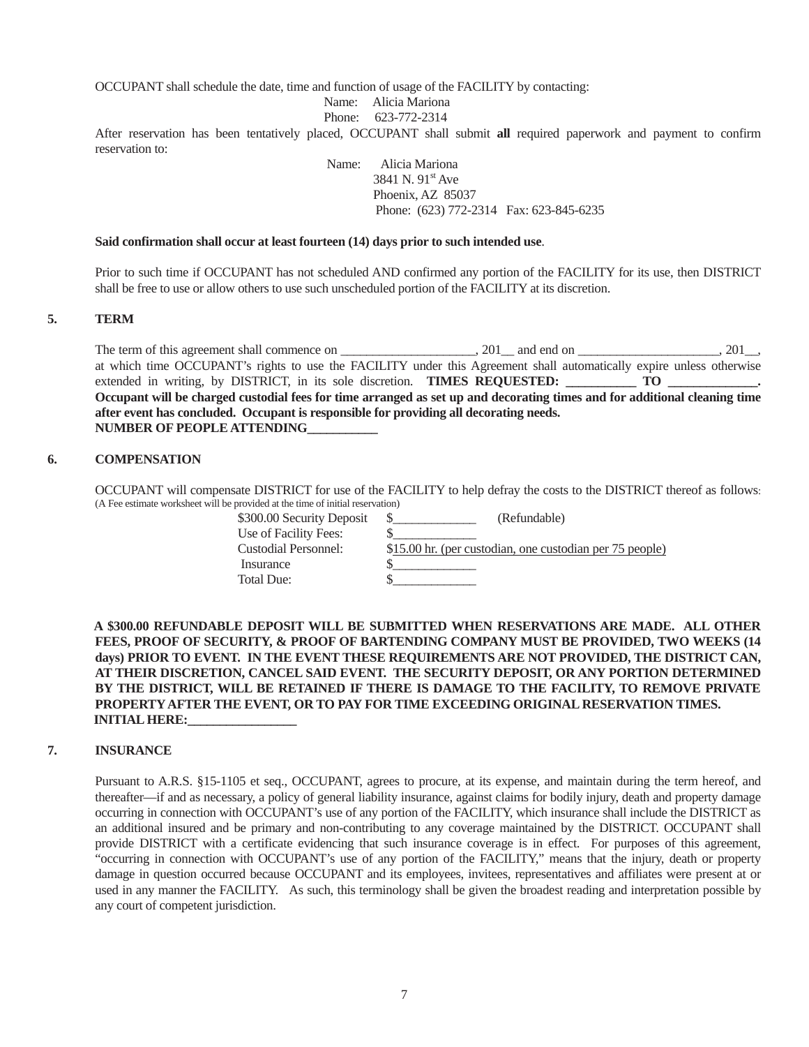OCCUPANT shall schedule the date, time and function of usage of the FACILITY by contacting:

Name: Alicia Mariona
Phone: 623-772-2314

After reservation has been tentatively placed, OCCUPANT shall submit **all** required paperwork and payment to confirm reservation to:

Name: Alicia Mariona
3841 N. 91st Ave
Phoenix, AZ 85037
Phone: (623) 772-2314 Fax: 623-845-6235

**Said confirmation shall occur at least fourteen (14) days prior to such intended use**.

Prior to such time if OCCUPANT has not scheduled AND confirmed any portion of the FACILITY for its use, then DISTRICT shall be free to use or allow others to use such unscheduled portion of the FACILITY at its discretion.

## 5. TERM

The term of this agreement shall commence on ____________________, 201__ and end on _____________________, 201__, at which time OCCUPANT's rights to use the FACILITY under this Agreement shall automatically expire unless otherwise extended in writing, by DISTRICT, in its sole discretion. **TIMES REQUESTED: __________ TO _____________. Occupant will be charged custodial fees for time arranged as set up and decorating times and for additional cleaning time after event has concluded. Occupant is responsible for providing all decorating needs.**
**NUMBER OF PEOPLE ATTENDING__________**

## 6. COMPENSATION

OCCUPANT will compensate DISTRICT for use of the FACILITY to help defray the costs to the DISTRICT thereof as follows:
(A Fee estimate worksheet will be provided at the time of initial reservation)

| | |
|---|---|
| $300.00 Security Deposit | $____________ (Refundable) |
| Use of Facility Fees: | $____________ |
| Custodial Personnel: | $15.00 hr. (per custodian, one custodian per 75 people) |
| Insurance | $____________ |
| Total Due: | $____________ |

**A $300.00 REFUNDABLE DEPOSIT WILL BE SUBMITTED WHEN RESERVATIONS ARE MADE. ALL OTHER FEES, PROOF OF SECURITY, & PROOF OF BARTENDING COMPANY MUST BE PROVIDED, TWO WEEKS (14 days) PRIOR TO EVENT. IN THE EVENT THESE REQUIREMENTS ARE NOT PROVIDED, THE DISTRICT CAN, AT THEIR DISCRETION, CANCEL SAID EVENT. THE SECURITY DEPOSIT, OR ANY PORTION DETERMINED BY THE DISTRICT, WILL BE RETAINED IF THERE IS DAMAGE TO THE FACILITY, TO REMOVE PRIVATE PROPERTY AFTER THE EVENT, OR TO PAY FOR TIME EXCEEDING ORIGINAL RESERVATION TIMES.**
**INITIAL HERE:________________**

## 7. INSURANCE

Pursuant to A.R.S. §15-1105 et seq., OCCUPANT, agrees to procure, at its expense, and maintain during the term hereof, and thereafter—if and as necessary, a policy of general liability insurance, against claims for bodily injury, death and property damage occurring in connection with OCCUPANT's use of any portion of the FACILITY, which insurance shall include the DISTRICT as an additional insured and be primary and non-contributing to any coverage maintained by the DISTRICT. OCCUPANT shall provide DISTRICT with a certificate evidencing that such insurance coverage is in effect. For purposes of this agreement, "occurring in connection with OCCUPANT's use of any portion of the FACILITY," means that the injury, death or property damage in question occurred because OCCUPANT and its employees, invitees, representatives and affiliates were present at or used in any manner the FACILITY. As such, this terminology shall be given the broadest reading and interpretation possible by any court of competent jurisdiction.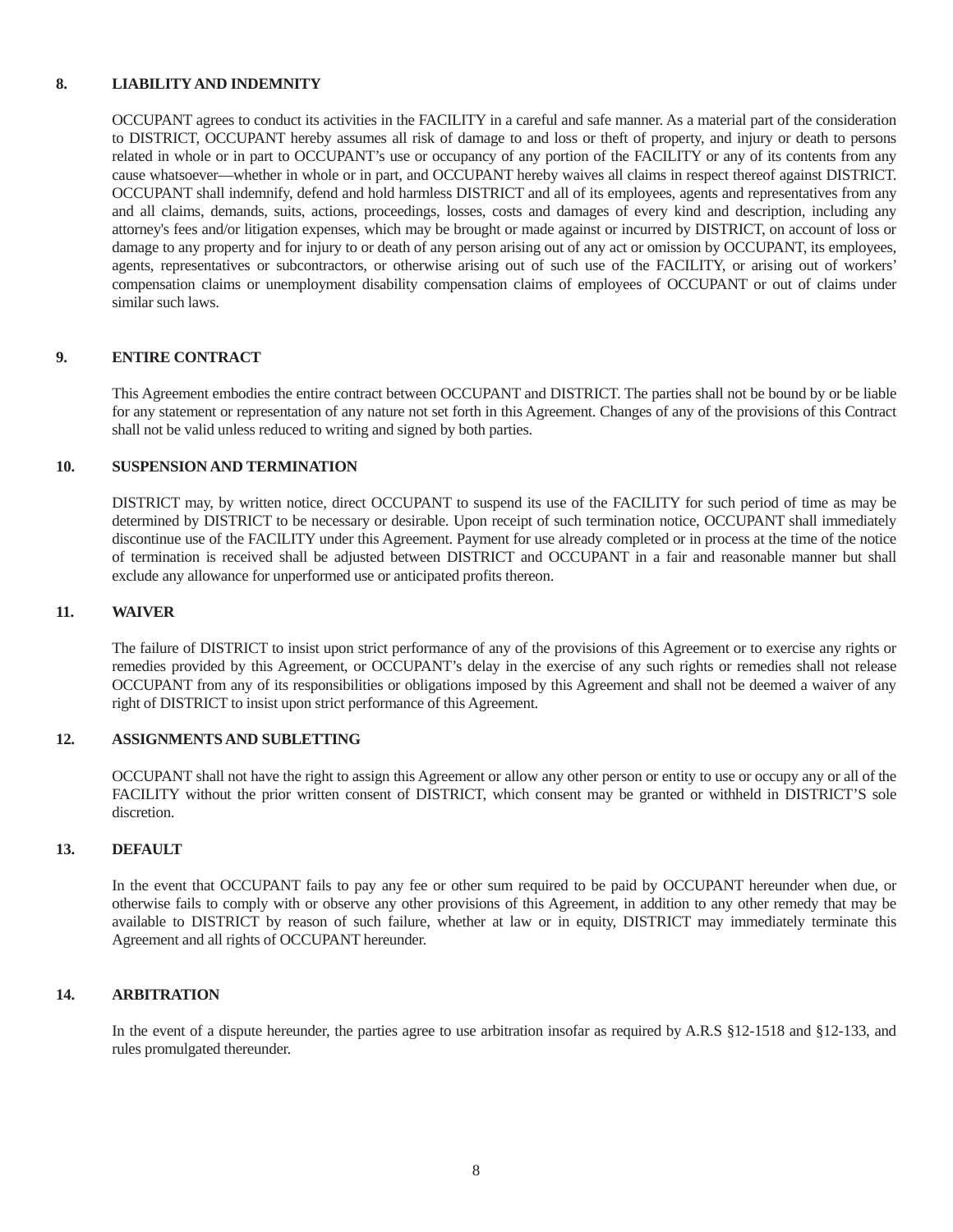## 8. LIABILITY AND INDEMNITY

OCCUPANT agrees to conduct its activities in the FACILITY in a careful and safe manner. As a material part of the consideration to DISTRICT, OCCUPANT hereby assumes all risk of damage to and loss or theft of property, and injury or death to persons related in whole or in part to OCCUPANT's use or occupancy of any portion of the FACILITY or any of its contents from any cause whatsoever—whether in whole or in part, and OCCUPANT hereby waives all claims in respect thereof against DISTRICT. OCCUPANT shall indemnify, defend and hold harmless DISTRICT and all of its employees, agents and representatives from any and all claims, demands, suits, actions, proceedings, losses, costs and damages of every kind and description, including any attorney's fees and/or litigation expenses, which may be brought or made against or incurred by DISTRICT, on account of loss or damage to any property and for injury to or death of any person arising out of any act or omission by OCCUPANT, its employees, agents, representatives or subcontractors, or otherwise arising out of such use of the FACILITY, or arising out of workers' compensation claims or unemployment disability compensation claims of employees of OCCUPANT or out of claims under similar such laws.

## 9. ENTIRE CONTRACT

This Agreement embodies the entire contract between OCCUPANT and DISTRICT. The parties shall not be bound by or be liable for any statement or representation of any nature not set forth in this Agreement. Changes of any of the provisions of this Contract shall not be valid unless reduced to writing and signed by both parties.

## 10. SUSPENSION AND TERMINATION

DISTRICT may, by written notice, direct OCCUPANT to suspend its use of the FACILITY for such period of time as may be determined by DISTRICT to be necessary or desirable. Upon receipt of such termination notice, OCCUPANT shall immediately discontinue use of the FACILITY under this Agreement. Payment for use already completed or in process at the time of the notice of termination is received shall be adjusted between DISTRICT and OCCUPANT in a fair and reasonable manner but shall exclude any allowance for unperformed use or anticipated profits thereon.

## 11. WAIVER

The failure of DISTRICT to insist upon strict performance of any of the provisions of this Agreement or to exercise any rights or remedies provided by this Agreement, or OCCUPANT's delay in the exercise of any such rights or remedies shall not release OCCUPANT from any of its responsibilities or obligations imposed by this Agreement and shall not be deemed a waiver of any right of DISTRICT to insist upon strict performance of this Agreement.

## 12. ASSIGNMENTS AND SUBLETTING

OCCUPANT shall not have the right to assign this Agreement or allow any other person or entity to use or occupy any or all of the FACILITY without the prior written consent of DISTRICT, which consent may be granted or withheld in DISTRICT'S sole discretion.

## 13. DEFAULT

In the event that OCCUPANT fails to pay any fee or other sum required to be paid by OCCUPANT hereunder when due, or otherwise fails to comply with or observe any other provisions of this Agreement, in addition to any other remedy that may be available to DISTRICT by reason of such failure, whether at law or in equity, DISTRICT may immediately terminate this Agreement and all rights of OCCUPANT hereunder.

## 14. ARBITRATION

In the event of a dispute hereunder, the parties agree to use arbitration insofar as required by A.R.S §12-1518 and §12-133, and rules promulgated thereunder.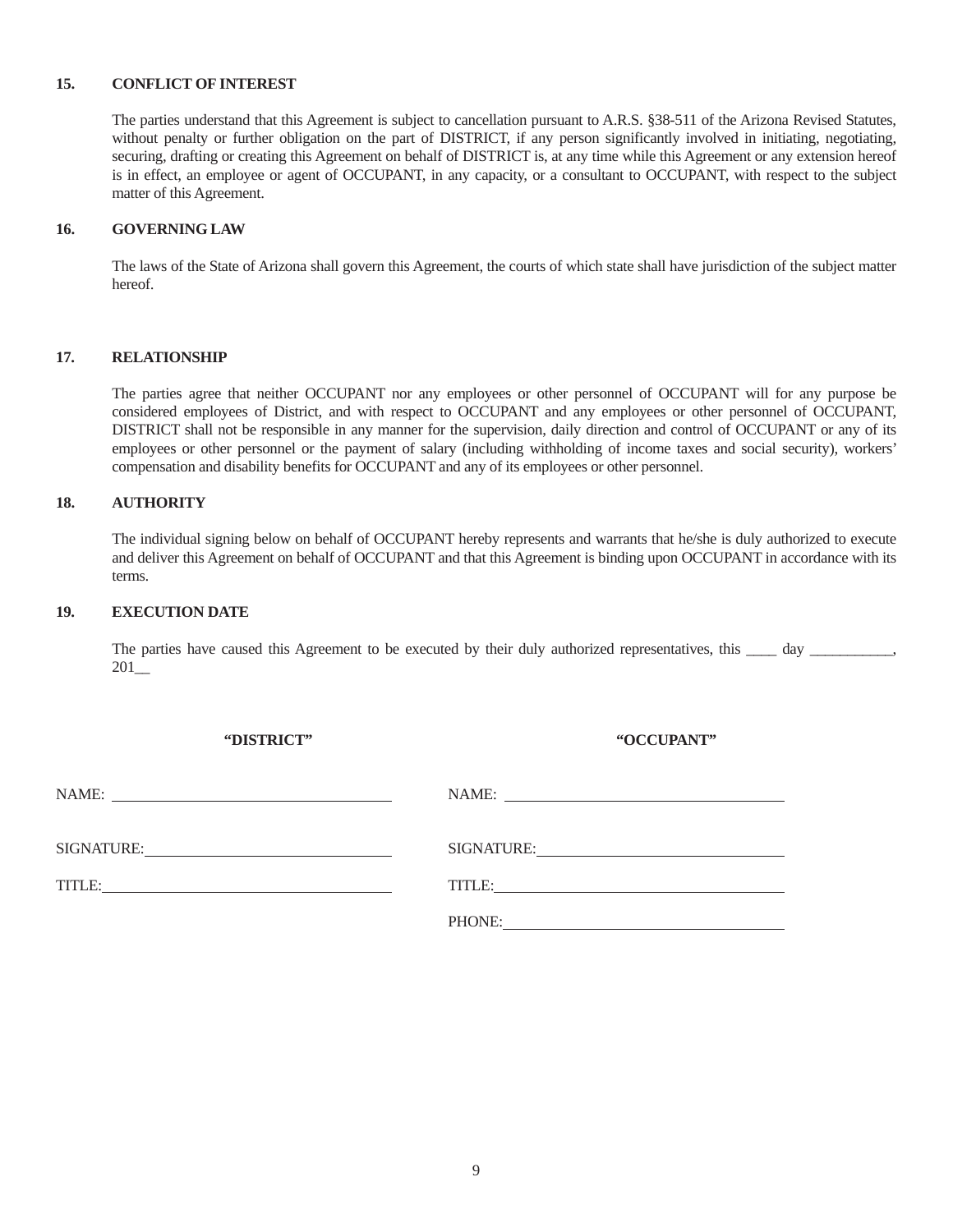**15. CONFLICT OF INTEREST**

The parties understand that this Agreement is subject to cancellation pursuant to A.R.S. §38-511 of the Arizona Revised Statutes, without penalty or further obligation on the part of DISTRICT, if any person significantly involved in initiating, negotiating, securing, drafting or creating this Agreement on behalf of DISTRICT is, at any time while this Agreement or any extension hereof is in effect, an employee or agent of OCCUPANT, in any capacity, or a consultant to OCCUPANT, with respect to the subject matter of this Agreement.

**16. GOVERNING LAW**

The laws of the State of Arizona shall govern this Agreement, the courts of which state shall have jurisdiction of the subject matter hereof.

**17. RELATIONSHIP**

The parties agree that neither OCCUPANT nor any employees or other personnel of OCCUPANT will for any purpose be considered employees of District, and with respect to OCCUPANT and any employees or other personnel of OCCUPANT, DISTRICT shall not be responsible in any manner for the supervision, daily direction and control of OCCUPANT or any of its employees or other personnel or the payment of salary (including withholding of income taxes and social security), workers' compensation and disability benefits for OCCUPANT and any of its employees or other personnel.

**18. AUTHORITY**

The individual signing below on behalf of OCCUPANT hereby represents and warrants that he/she is duly authorized to execute and deliver this Agreement on behalf of OCCUPANT and that this Agreement is binding upon OCCUPANT in accordance with its terms.

**19. EXECUTION DATE**

The parties have caused this Agreement to be executed by their duly authorized representatives, this ____ day ___________, 201__

| **"DISTRICT"** | **"OCCUPANT"** |
|---|---|
| NAME: ____________________ | NAME: ____________________ |
| SIGNATURE: ____________________ | SIGNATURE: ____________________ |
| TITLE: ____________________ | TITLE: ____________________ |
| | PHONE: ____________________ |